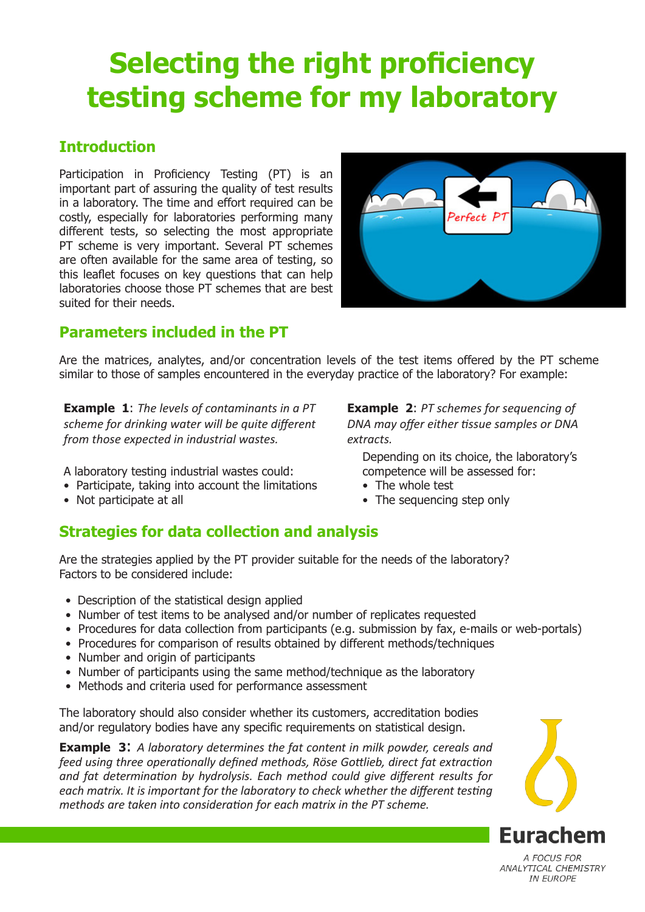# Selecting the right proficiency testing scheme for my laboratory

## Introduction

Participation in Proficiency Testing (PT) is an important part of assuring the quality of test results in a laboratory. The time and effort required can be costly, especially for laboratories performing many different tests, so selecting the most appropriate PT scheme is very important. Several PT schemes are often available for the same area of testing, so this leaflet focuses on key questions that can help laboratories choose those PT schemes that are best suited for their needs.

## Parameters included in the PT

Are the matrices, analytes, and/or concentration levels of the test items offered by the PT scheme similar to those of samples encountered in the everyday practice of the laboratory? For example:

**Example 1**: *The levels of contaminants in a PT scheme for drinking water will be quite different from those expected in industrial wastes.*

A laboratory testing industrial wastes could:

- Participate, taking into account the limitations
- Not participate at all

**Example 2**: *PT schemes for sequencing of DNA may offer either tissue samples or DNA extracts.*

Depending on its choice, the laboratory's competence will be assessed for:

- The whole test
- The sequencing step only

## Strategies for data collection and analysis

Are the strategies applied by the PT provider suitable for the needs of the laboratory? Factors to be considered include:

- Description of the statistical design applied
- Number of test items to be analysed and/or number of replicates requested
- Procedures for data collection from participants (e.g. submission by fax, e-mails or web-portals)
- Procedures for comparison of results obtained by different methods/techniques
- Number and origin of participants
- Number of participants using the same method/technique as the laboratory
- Methods and criteria used for performance assessment

The laboratory should also consider whether its customers, accreditation bodies and/or regulatory bodies have any specific requirements on statistical design.

**Example 3**: *A laboratory determines the fat content in milk powder, cereals and feed using three operationally defined methods, Röse Gottlieb, direct fat extraction and fat determination by hydrolysis. Each method could give different results for each matrix. It is important for the laboratory to check whether the different testing methods are taken into consideration for each matrix in the PT scheme.*

Eurachem

A FOCUS FOR ANALYTICAL CHEMISTRY IN EUROPE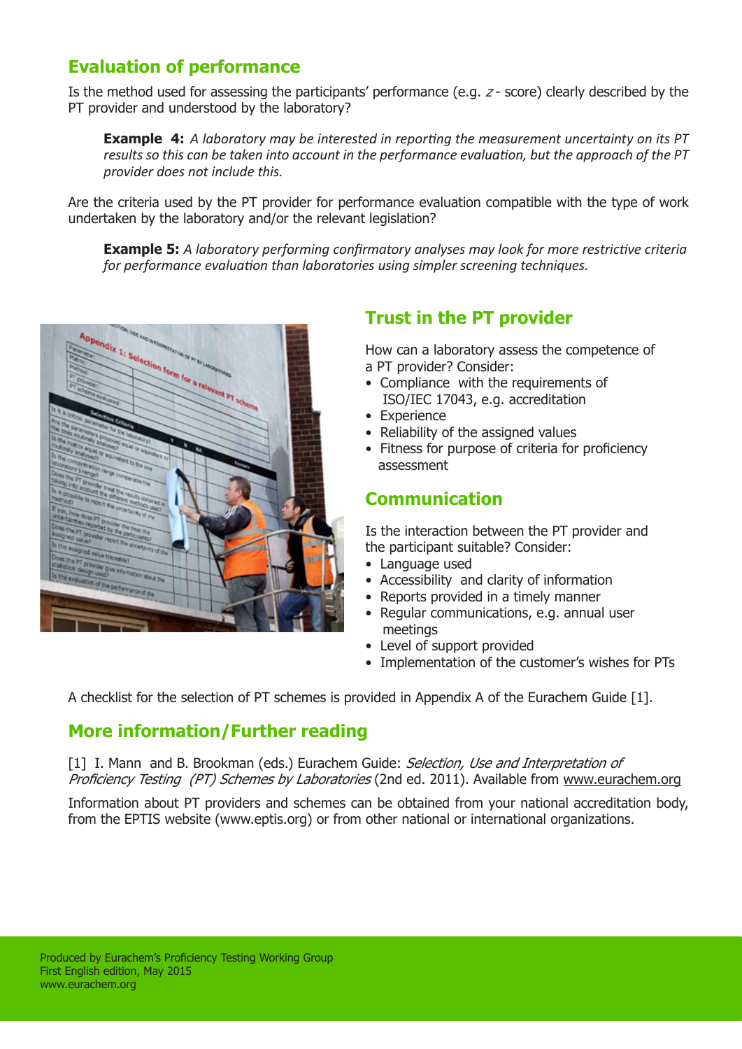## Evaluation of performance

Is the method used for assessing the participants' performance (e.g. $z$ - score) clearly described by the PT provider and understood by the laboratory?

> **Example 4:** *A laboratory may be interested in reporting the measurement uncertainty on its PT results so this can be taken into account in the performance evaluation, but the approach of the PT provider does not include this.*

Are the criteria used by the PT provider for performance evaluation compatible with the type of work undertaken by the laboratory and/or the relevant legislation?

> **Example 5:** *A laboratory performing confirmatory analyses may look for more restrictive criteria for performance evaluation than laboratories using simpler screening techniques.*

## Trust in the PT provider

How can a laboratory assess the competence of a PT provider? Consider:

- Compliance with the requirements of ISO/IEC 17043, e.g. accreditation
- Experience
- Reliability of the assigned values
- Fitness for purpose of criteria for proficiency assessment

## Communication

Is the interaction between the PT provider and the participant suitable? Consider:

- Language used
- Accessibility and clarity of information
- Reports provided in a timely manner
- Regular communications, e.g. annual user meetings
- Level of support provided
- Implementation of the customer's wishes for PTs

A checklist for the selection of PT schemes is provided in Appendix A of the Eurachem Guide [1].

## More information/Further reading

[1] I. Mann and B. Brookman (eds.) Eurachem Guide: *Selection, Use and Interpretation of Proficiency Testing (PT) Schemes by Laboratories* (2nd ed. 2011). Available from www.eurachem.org

Information about PT providers and schemes can be obtained from your national accreditation body, from the EPTIS website (www.eptis.org) or from other national or international organizations.

Produced by Eurachem's Proficiency Testing Working Group
First English edition, May 2015
www.eurachem.org